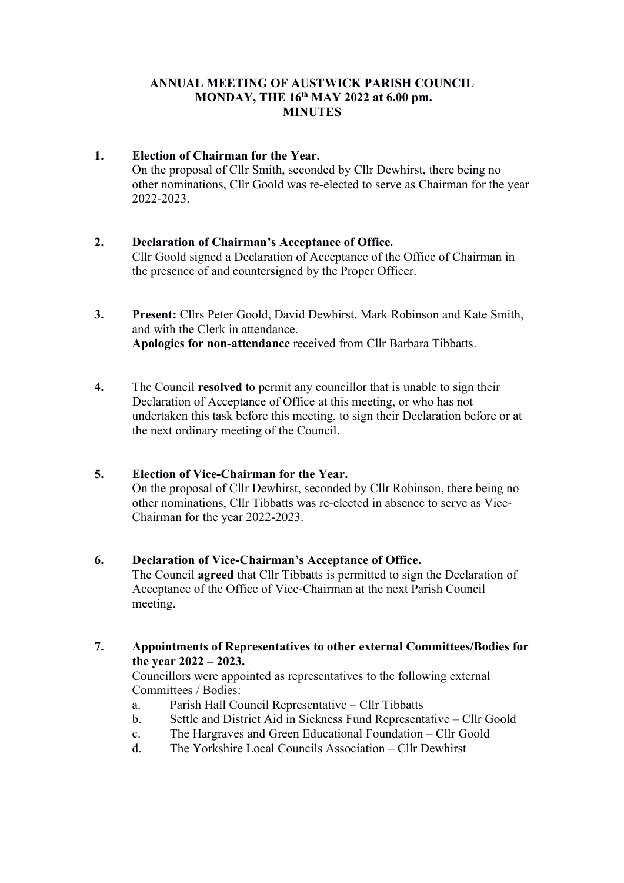# ANNUAL MEETING OF AUSTWICK PARISH COUNCIL
## MONDAY, THE 16th MAY 2022 at 6.00 pm.
## MINUTES

**1. Election of Chairman for the Year.**
On the proposal of Cllr Smith, seconded by Cllr Dewhirst, there being no other nominations, Cllr Goold was re-elected to serve as Chairman for the year 2022-2023.

**2. Declaration of Chairman's Acceptance of Office.**
Cllr Goold signed a Declaration of Acceptance of the Office of Chairman in the presence of and countersigned by the Proper Officer.

**3. Present:** Cllrs Peter Goold, David Dewhirst, Mark Robinson and Kate Smith, and with the Clerk in attendance.
**Apologies for non-attendance** received from Cllr Barbara Tibbatts.

**4.** The Council **resolved** to permit any councillor that is unable to sign their Declaration of Acceptance of Office at this meeting, or who has not undertaken this task before this meeting, to sign their Declaration before or at the next ordinary meeting of the Council.

**5. Election of Vice-Chairman for the Year.**
On the proposal of Cllr Dewhirst, seconded by Cllr Robinson, there being no other nominations, Cllr Tibbatts was re-elected in absence to serve as Vice-Chairman for the year 2022-2023.

**6. Declaration of Vice-Chairman's Acceptance of Office.**
The Council **agreed** that Cllr Tibbatts is permitted to sign the Declaration of Acceptance of the Office of Vice-Chairman at the next Parish Council meeting.

**7. Appointments of Representatives to other external Committees/Bodies for the year 2022 – 2023.**
Councillors were appointed as representatives to the following external Committees / Bodies:

a. Parish Hall Council Representative – Cllr Tibbatts
b. Settle and District Aid in Sickness Fund Representative – Cllr Goold
c. The Hargraves and Green Educational Foundation – Cllr Goold
d. The Yorkshire Local Councils Association – Cllr Dewhirst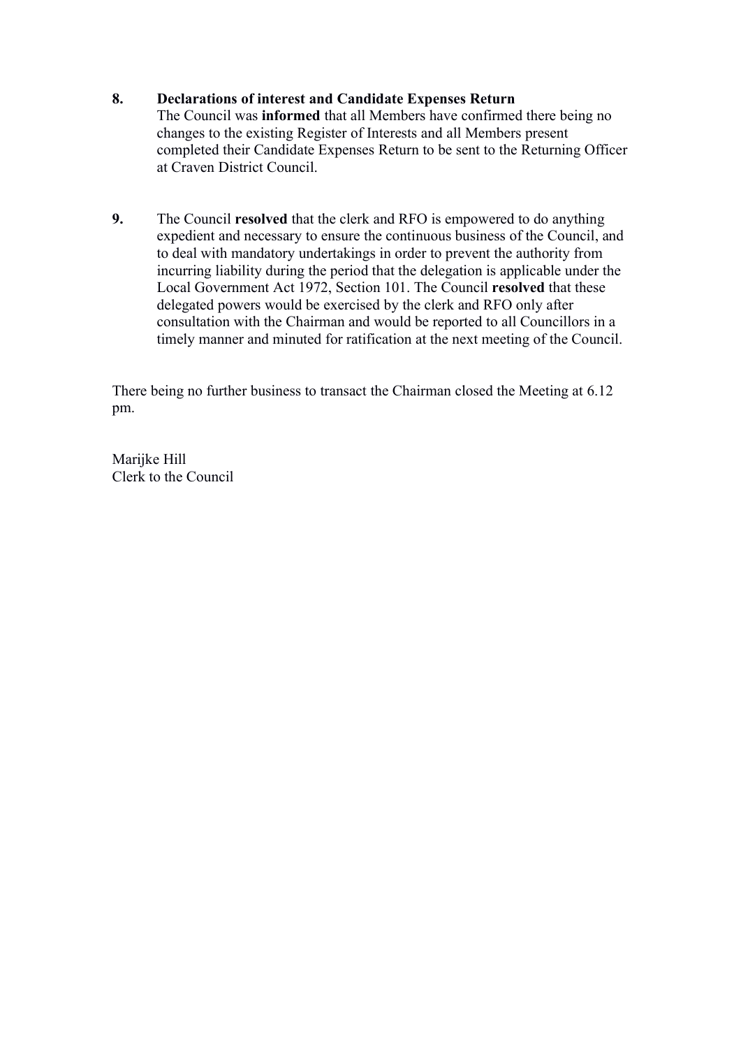**8. Declarations of interest and Candidate Expenses Return**

The Council was **informed** that all Members have confirmed there being no changes to the existing Register of Interests and all Members present completed their Candidate Expenses Return to be sent to the Returning Officer at Craven District Council.

**9.** The Council **resolved** that the clerk and RFO is empowered to do anything expedient and necessary to ensure the continuous business of the Council, and to deal with mandatory undertakings in order to prevent the authority from incurring liability during the period that the delegation is applicable under the Local Government Act 1972, Section 101. The Council **resolved** that these delegated powers would be exercised by the clerk and RFO only after consultation with the Chairman and would be reported to all Councillors in a timely manner and minuted for ratification at the next meeting of the Council.

There being no further business to transact the Chairman closed the Meeting at 6.12 pm.

Marijke Hill
Clerk to the Council